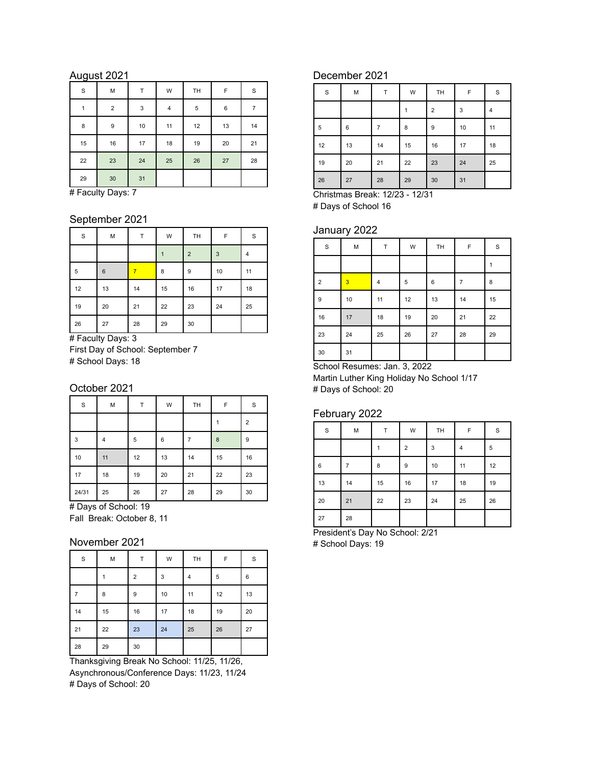## August 2021

| S | M | T | W | TH | F | S |
|---|---|---|---|---|---|---|
| 1 | 2 | 3 | 4 | 5 | 6 | 7 |
| 8 | 9 | 10 | 11 | 12 | 13 | 14 |
| 15 | 16 | 17 | 18 | 19 | 20 | 21 |
| 22 | 23 | 24 | 25 | 26 | 27 | 28 |
| 29 | 30 | 31 | | | | |

# Faculty Days: 7

## September 2021

| S | M | T | W | TH | F | S |
|---|---|---|---|---|---|---|
| | | | 1 | 2 | 3 | 4 |
| 5 | 6 | 7 | 8 | 9 | 10 | 11 |
| 12 | 13 | 14 | 15 | 16 | 17 | 18 |
| 19 | 20 | 21 | 22 | 23 | 24 | 25 |
| 26 | 27 | 28 | 29 | 30 | | |

# Faculty Days: 3
First Day of School: September 7
# School Days: 18

## October 2021

| S | M | T | W | TH | F | S |
|---|---|---|---|---|---|---|
| | | | | | 1 | 2 |
| 3 | 4 | 5 | 6 | 7 | 8 | 9 |
| 10 | 11 | 12 | 13 | 14 | 15 | 16 |
| 17 | 18 | 19 | 20 | 21 | 22 | 23 |
| 24/31 | 25 | 26 | 27 | 28 | 29 | 30 |

# Days of School: 19
Fall Break: October 8, 11

## November 2021

| S | M | T | W | TH | F | S |
|---|---|---|---|---|---|---|
| | 1 | 2 | 3 | 4 | 5 | 6 |
| 7 | 8 | 9 | 10 | 11 | 12 | 13 |
| 14 | 15 | 16 | 17 | 18 | 19 | 20 |
| 21 | 22 | 23 | 24 | 25 | 26 | 27 |
| 28 | 29 | 30 | | | | |

Thanksgiving Break No School: 11/25, 11/26,
Asynchronous/Conference Days: 11/23, 11/24
# Days of School: 20

## December 2021

| S | M | T | W | TH | F | S |
|---|---|---|---|---|---|---|
| | | | 1 | 2 | 3 | 4 |
| 5 | 6 | 7 | 8 | 9 | 10 | 11 |
| 12 | 13 | 14 | 15 | 16 | 17 | 18 |
| 19 | 20 | 21 | 22 | 23 | 24 | 25 |
| 26 | 27 | 28 | 29 | 30 | 31 | |

Christmas Break: 12/23 - 12/31
# Days of School 16

## January 2022

| S | M | T | W | TH | F | S |
|---|---|---|---|---|---|---|
| | | | | | | 1 |
| 2 | 3 | 4 | 5 | 6 | 7 | 8 |
| 9 | 10 | 11 | 12 | 13 | 14 | 15 |
| 16 | 17 | 18 | 19 | 20 | 21 | 22 |
| 23 | 24 | 25 | 26 | 27 | 28 | 29 |
| 30 | 31 | | | | | |

School Resumes: Jan. 3, 2022
Martin Luther King Holiday No School 1/17
# Days of School: 20

## February 2022

| S | M | T | W | TH | F | S |
|---|---|---|---|---|---|---|
| | | 1 | 2 | 3 | 4 | 5 |
| 6 | 7 | 8 | 9 | 10 | 11 | 12 |
| 13 | 14 | 15 | 16 | 17 | 18 | 19 |
| 20 | 21 | 22 | 23 | 24 | 25 | 26 |
| 27 | 28 | | | | | |

President's Day No School: 2/21
# School Days: 19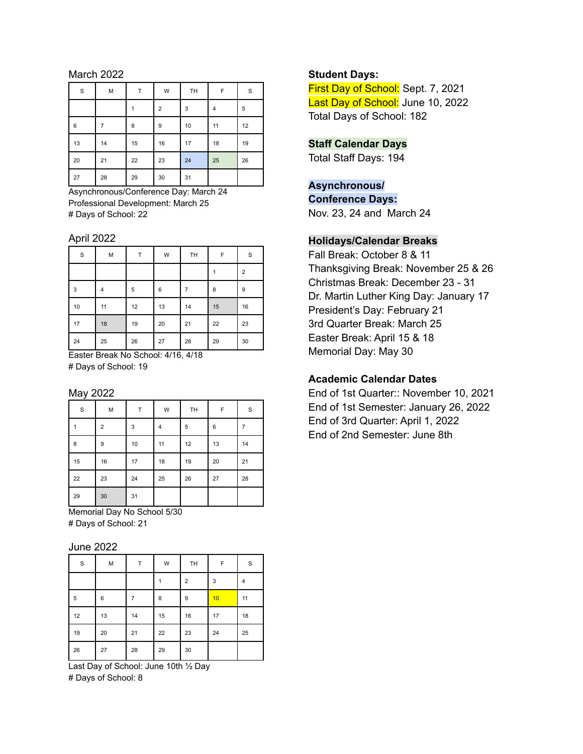March 2022

| S | M | T | W | TH | F | S |
|---|---|---|---|---|---|---|
| | | 1 | 2 | 3 | 4 | 5 |
| 6 | 7 | 8 | 9 | 10 | 11 | 12 |
| 13 | 14 | 15 | 16 | 17 | 18 | 19 |
| 20 | 21 | 22 | 23 | 24 | 25 | 26 |
| 27 | 28 | 29 | 30 | 31 | | |

Asynchronous/Conference Day: March 24
Professional Development: March 25
# Days of School: 22

April 2022

| S | M | T | W | TH | F | S |
|---|---|---|---|---|---|---|
| | | | | | 1 | 2 |
| 3 | 4 | 5 | 6 | 7 | 8 | 9 |
| 10 | 11 | 12 | 13 | 14 | 15 | 16 |
| 17 | 18 | 19 | 20 | 21 | 22 | 23 |
| 24 | 25 | 26 | 27 | 28 | 29 | 30 |

Easter Break No School: 4/16, 4/18
# Days of School: 19

May 2022

| S | M | T | W | TH | F | S |
|---|---|---|---|---|---|---|
| 1 | 2 | 3 | 4 | 5 | 6 | 7 |
| 8 | 9 | 10 | 11 | 12 | 13 | 14 |
| 15 | 16 | 17 | 18 | 19 | 20 | 21 |
| 22 | 23 | 24 | 25 | 26 | 27 | 28 |
| 29 | 30 | 31 | | | | |

Memorial Day No School 5/30
# Days of School: 21

June 2022

| S | M | T | W | TH | F | S |
|---|---|---|---|---|---|---|
| | | | 1 | 2 | 3 | 4 |
| 5 | 6 | 7 | 8 | 9 | 10 | 11 |
| 12 | 13 | 14 | 15 | 16 | 17 | 18 |
| 19 | 20 | 21 | 22 | 23 | 24 | 25 |
| 26 | 27 | 28 | 29 | 30 | | |

Last Day of School: June 10th ½ Day
# Days of School: 8

**Student Days:**
First Day of School: Sept. 7, 2021
Last Day of School: June 10, 2022
Total Days of School: 182

**Staff Calendar Days**
Total Staff Days: 194

**Asynchronous/ Conference Days:**
Nov. 23, 24 and March 24

**Holidays/Calendar Breaks**
Fall Break: October 8 & 11
Thanksgiving Break: November 25 & 26
Christmas Break: December 23 - 31
Dr. Martin Luther King Day: January 17
President's Day: February 21
3rd Quarter Break: March 25
Easter Break: April 15 & 18
Memorial Day: May 30

**Academic Calendar Dates**
End of 1st Quarter:: November 10, 2021
End of 1st Semester: January 26, 2022
End of 3rd Quarter: April 1, 2022
End of 2nd Semester: June 8th